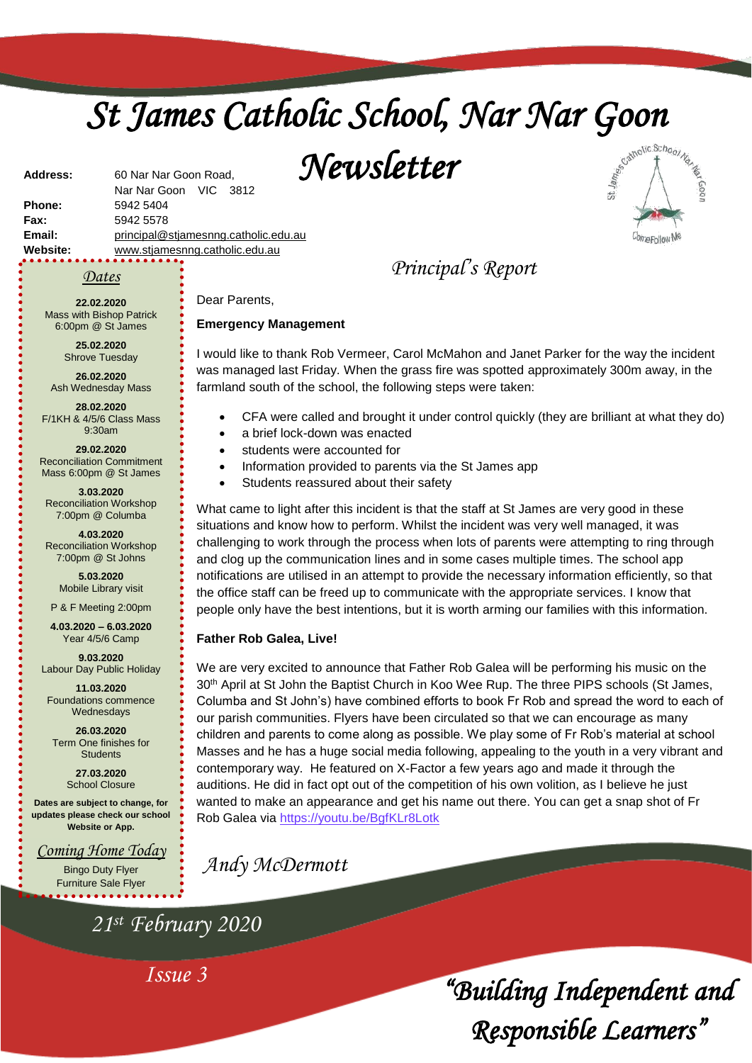# St James Catholic School, Nar Nar Goon Newsletter

**Address:** 60 Nar Nar Goon Road, Nar Nar Goon VIC 3812
**Phone:** 5942 5404
**Fax:** 5942 5578
**Email:** principal@stjamesnng.catholic.edu.au
**Website:** www.stjamesnng.catholic.edu.au

## Dates

**22.02.2020**
Mass with Bishop Patrick 6:00pm @ St James

**25.02.2020**
Shrove Tuesday

**26.02.2020**
Ash Wednesday Mass

**28.02.2020**
F/1KH & 4/5/6 Class Mass 9:30am

**29.02.2020**
Reconciliation Commitment Mass 6:00pm @ St James

**3.03.2020**
Reconciliation Workshop 7:00pm @ Columba

**4.03.2020**
Reconciliation Workshop 7:00pm @ St Johns

**5.03.2020**
Mobile Library visit

P & F Meeting 2:00pm

**4.03.2020 – 6.03.2020**
Year 4/5/6 Camp

**9.03.2020**
Labour Day Public Holiday

**11.03.2020**
Foundations commence Wednesdays

**26.03.2020**
Term One finishes for Students

**27.03.2020**
School Closure

**Dates are subject to change, for updates please check our school Website or App.**

## Coming Home Today

Bingo Duty Flyer
Furniture Sale Flyer

## Principal's Report

Dear Parents,

**Emergency Management**

I would like to thank Rob Vermeer, Carol McMahon and Janet Parker for the way the incident was managed last Friday. When the grass fire was spotted approximately 300m away, in the farmland south of the school, the following steps were taken:

- CFA were called and brought it under control quickly (they are brilliant at what they do)
- a brief lock-down was enacted
- students were accounted for
- Information provided to parents via the St James app
- Students reassured about their safety

What came to light after this incident is that the staff at St James are very good in these situations and know how to perform. Whilst the incident was very well managed, it was challenging to work through the process when lots of parents were attempting to ring through and clog up the communication lines and in some cases multiple times. The school app notifications are utilised in an attempt to provide the necessary information efficiently, so that the office staff can be freed up to communicate with the appropriate services. I know that people only have the best intentions, but it is worth arming our families with this information.

**Father Rob Galea, Live!**

We are very excited to announce that Father Rob Galea will be performing his music on the 30th April at St John the Baptist Church in Koo Wee Rup. The three PIPS schools (St James, Columba and St John's) have combined efforts to book Fr Rob and spread the word to each of our parish communities. Flyers have been circulated so that we can encourage as many children and parents to come along as possible. We play some of Fr Rob's material at school Masses and he has a huge social media following, appealing to the youth in a very vibrant and contemporary way. He featured on X-Factor a few years ago and made it through the auditions. He did in fact opt out of the competition of his own volition, as I believe he just wanted to make an appearance and get his name out there. You can get a snap shot of Fr Rob Galea via https://youtu.be/BgfKLr8Lotk

*Andy McDermott*

*21st February 2020*

*Issue 3*

*"Building Independent and Responsible Learners"*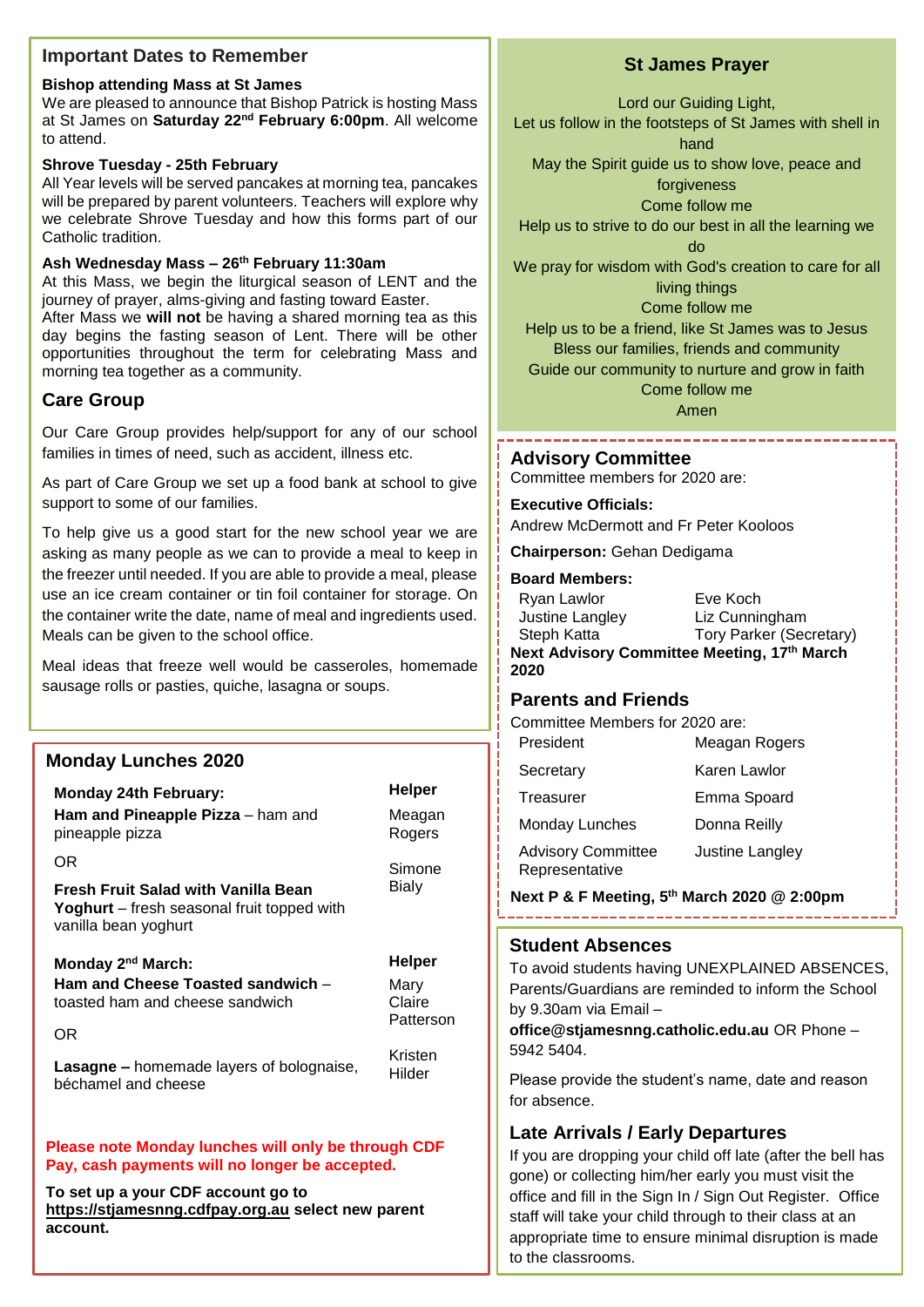## Important Dates to Remember

**Bishop attending Mass at St James**

We are pleased to announce that Bishop Patrick is hosting Mass at St James on **Saturday 22nd February 6:00pm**. All welcome to attend.

**Shrove Tuesday - 25th February**

All Year levels will be served pancakes at morning tea, pancakes will be prepared by parent volunteers. Teachers will explore why we celebrate Shrove Tuesday and how this forms part of our Catholic tradition.

**Ash Wednesday Mass – 26th February 11:30am**

At this Mass, we begin the liturgical season of LENT and the journey of prayer, alms-giving and fasting toward Easter.

After Mass we **will not** be having a shared morning tea as this day begins the fasting season of Lent. There will be other opportunities throughout the term for celebrating Mass and morning tea together as a community.

## Care Group

Our Care Group provides help/support for any of our school families in times of need, such as accident, illness etc.

As part of Care Group we set up a food bank at school to give support to some of our families.

To help give us a good start for the new school year we are asking as many people as we can to provide a meal to keep in the freezer until needed. If you are able to provide a meal, please use an ice cream container or tin foil container for storage. On the container write the date, name of meal and ingredients used. Meals can be given to the school office.

Meal ideas that freeze well would be casseroles, homemade sausage rolls or pasties, quiche, lasagna or soups.

## Monday Lunches 2020

| **Monday 24th February:** | **Helper** |
|---|---|
| **Ham and Pineapple Pizza** – ham and pineapple pizza | Meagan Rogers |
| OR | Simone Bialy |
| **Fresh Fruit Salad with Vanilla Bean Yoghurt** – fresh seasonal fruit topped with vanilla bean yoghurt | |

| **Monday 2nd March:** | **Helper** |
|---|---|
| **Ham and Cheese Toasted sandwich** – toasted ham and cheese sandwich | Mary Claire Patterson |
| OR | |
| **Lasagne –** homemade layers of bolognaise, béchamel and cheese | Kristen Hilder |

**Please note Monday lunches will only be through CDF Pay, cash payments will no longer be accepted.**

**To set up a your CDF account go to https://stjamesnng.cdfpay.org.au select new parent account.**

## St James Prayer

Lord our Guiding Light,
Let us follow in the footsteps of St James with shell in hand
May the Spirit guide us to show love, peace and forgiveness
Come follow me
Help us to strive to do our best in all the learning we do
We pray for wisdom with God's creation to care for all living things
Come follow me
Help us to be a friend, like St James was to Jesus
Bless our families, friends and community
Guide our community to nurture and grow in faith
Come follow me
Amen

## Advisory Committee

Committee members for 2020 are:

**Executive Officials:**
Andrew McDermott and Fr Peter Kooloos

**Chairperson:** Gehan Dedigama

**Board Members:**

| | |
|---|---|
| Ryan Lawlor | Eve Koch |
| Justine Langley | Liz Cunningham |
| Steph Katta | Tory Parker (Secretary) |

**Next Advisory Committee Meeting, 17th March 2020**

## Parents and Friends

Committee Members for 2020 are:

| | |
|---|---|
| President | Meagan Rogers |
| Secretary | Karen Lawlor |
| Treasurer | Emma Spoard |
| Monday Lunches | Donna Reilly |
| Advisory Committee Representative | Justine Langley |

**Next P & F Meeting, 5th March 2020 @ 2:00pm**

## Student Absences

To avoid students having UNEXPLAINED ABSENCES, Parents/Guardians are reminded to inform the School by 9.30am via Email – **office@stjamesnng.catholic.edu.au** OR Phone – 5942 5404.

Please provide the student's name, date and reason for absence.

## Late Arrivals / Early Departures

If you are dropping your child off late (after the bell has gone) or collecting him/her early you must visit the office and fill in the Sign In / Sign Out Register. Office staff will take your child through to their class at an appropriate time to ensure minimal disruption is made to the classrooms.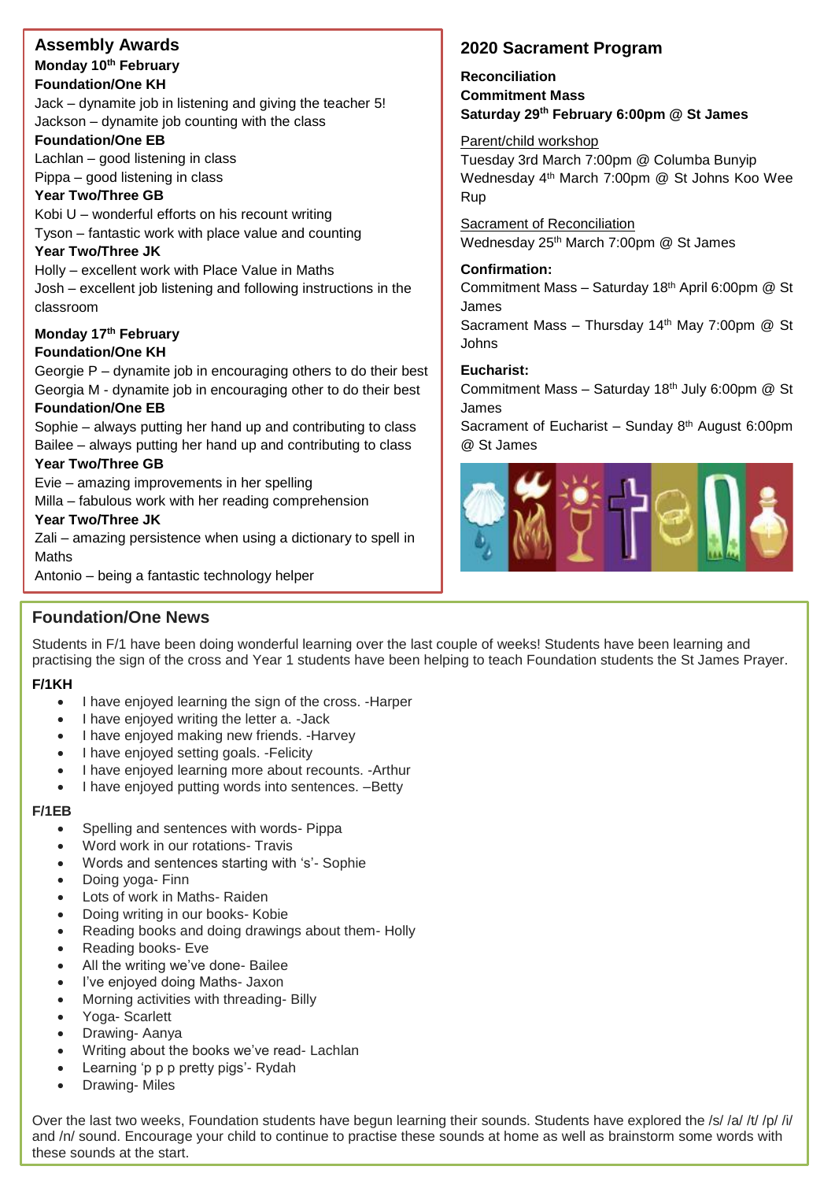## Assembly Awards

**Monday 10th February**

**Foundation/One KH**

Jack – dynamite job in listening and giving the teacher 5!
Jackson – dynamite job counting with the class

**Foundation/One EB**

Lachlan – good listening in class
Pippa – good listening in class

**Year Two/Three GB**

Kobi U – wonderful efforts on his recount writing
Tyson – fantastic work with place value and counting

**Year Two/Three JK**

Holly – excellent work with Place Value in Maths
Josh – excellent job listening and following instructions in the classroom

**Monday 17th February**

**Foundation/One KH**

Georgie P – dynamite job in encouraging others to do their best
Georgia M - dynamite job in encouraging other to do their best

**Foundation/One EB**

Sophie – always putting her hand up and contributing to class
Bailee – always putting her hand up and contributing to class

**Year Two/Three GB**

Evie – amazing improvements in her spelling
Milla – fabulous work with her reading comprehension

**Year Two/Three JK**

Zali – amazing persistence when using a dictionary to spell in Maths
Antonio – being a fantastic technology helper

## 2020 Sacrament Program

**Reconciliation**
**Commitment Mass**
**Saturday 29th February 6:00pm @ St James**

Parent/child workshop
Tuesday 3rd March 7:00pm @ Columba Bunyip
Wednesday 4th March 7:00pm @ St Johns Koo Wee Rup

Sacrament of Reconciliation
Wednesday 25th March 7:00pm @ St James

**Confirmation:**
Commitment Mass – Saturday 18th April 6:00pm @ St James
Sacrament Mass – Thursday 14th May 7:00pm @ St Johns

**Eucharist:**
Commitment Mass – Saturday 18th July 6:00pm @ St James
Sacrament of Eucharist – Sunday 8th August 6:00pm @ St James

## Foundation/One News

Students in F/1 have been doing wonderful learning over the last couple of weeks! Students have been learning and practising the sign of the cross and Year 1 students have been helping to teach Foundation students the St James Prayer.

**F/1KH**

- I have enjoyed learning the sign of the cross. -Harper
- I have enjoyed writing the letter a. -Jack
- I have enjoyed making new friends. -Harvey
- I have enjoyed setting goals. -Felicity
- I have enjoyed learning more about recounts. -Arthur
- I have enjoyed putting words into sentences. –Betty

**F/1EB**

- Spelling and sentences with words- Pippa
- Word work in our rotations- Travis
- Words and sentences starting with 's'- Sophie
- Doing yoga- Finn
- Lots of work in Maths- Raiden
- Doing writing in our books- Kobie
- Reading books and doing drawings about them- Holly
- Reading books- Eve
- All the writing we've done- Bailee
- I've enjoyed doing Maths- Jaxon
- Morning activities with threading- Billy
- Yoga- Scarlett
- Drawing- Aanya
- Writing about the books we've read- Lachlan
- Learning 'p p p pretty pigs'- Rydah
- Drawing- Miles

Over the last two weeks, Foundation students have begun learning their sounds. Students have explored the /s/ /a/ /t/ /p/ /i/ and /n/ sound. Encourage your child to continue to practise these sounds at home as well as brainstorm some words with these sounds at the start.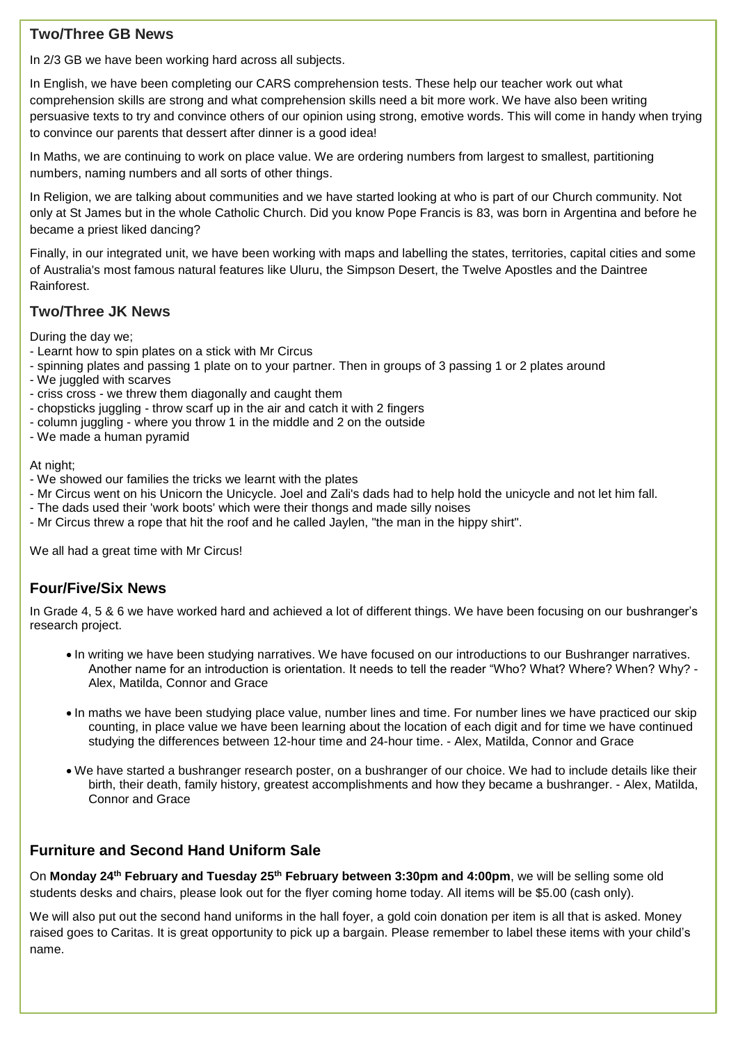## Two/Three GB News

In 2/3 GB we have been working hard across all subjects.

In English, we have been completing our CARS comprehension tests. These help our teacher work out what comprehension skills are strong and what comprehension skills need a bit more work. We have also been writing persuasive texts to try and convince others of our opinion using strong, emotive words. This will come in handy when trying to convince our parents that dessert after dinner is a good idea!

In Maths, we are continuing to work on place value. We are ordering numbers from largest to smallest, partitioning numbers, naming numbers and all sorts of other things.

In Religion, we are talking about communities and we have started looking at who is part of our Church community. Not only at St James but in the whole Catholic Church. Did you know Pope Francis is 83, was born in Argentina and before he became a priest liked dancing?

Finally, in our integrated unit, we have been working with maps and labelling the states, territories, capital cities and some of Australia's most famous natural features like Uluru, the Simpson Desert, the Twelve Apostles and the Daintree Rainforest.

## Two/Three JK News

During the day we;
- Learnt how to spin plates on a stick with Mr Circus
- spinning plates and passing 1 plate on to your partner. Then in groups of 3 passing 1 or 2 plates around
- We juggled with scarves
- criss cross - we threw them diagonally and caught them
- chopsticks juggling - throw scarf up in the air and catch it with 2 fingers
- column juggling - where you throw 1 in the middle and 2 on the outside
- We made a human pyramid

At night;
- We showed our families the tricks we learnt with the plates
- Mr Circus went on his Unicorn the Unicycle. Joel and Zali's dads had to help hold the unicycle and not let him fall.
- The dads used their 'work boots' which were their thongs and made silly noises
- Mr Circus threw a rope that hit the roof and he called Jaylen, "the man in the hippy shirt".

We all had a great time with Mr Circus!

## Four/Five/Six News

In Grade 4, 5 & 6 we have worked hard and achieved a lot of different things. We have been focusing on our bushranger's research project.

- In writing we have been studying narratives. We have focused on our introductions to our Bushranger narratives. Another name for an introduction is orientation. It needs to tell the reader "Who? What? Where? When? Why? - Alex, Matilda, Connor and Grace

- In maths we have been studying place value, number lines and time. For number lines we have practiced our skip counting, in place value we have been learning about the location of each digit and for time we have continued studying the differences between 12-hour time and 24-hour time. - Alex, Matilda, Connor and Grace

- We have started a bushranger research poster, on a bushranger of our choice. We had to include details like their birth, their death, family history, greatest accomplishments and how they became a bushranger. - Alex, Matilda, Connor and Grace

## Furniture and Second Hand Uniform Sale

On **Monday 24th February and Tuesday 25th February between 3:30pm and 4:00pm**, we will be selling some old students desks and chairs, please look out for the flyer coming home today. All items will be $5.00 (cash only).

We will also put out the second hand uniforms in the hall foyer, a gold coin donation per item is all that is asked. Money raised goes to Caritas. It is great opportunity to pick up a bargain. Please remember to label these items with your child's name.